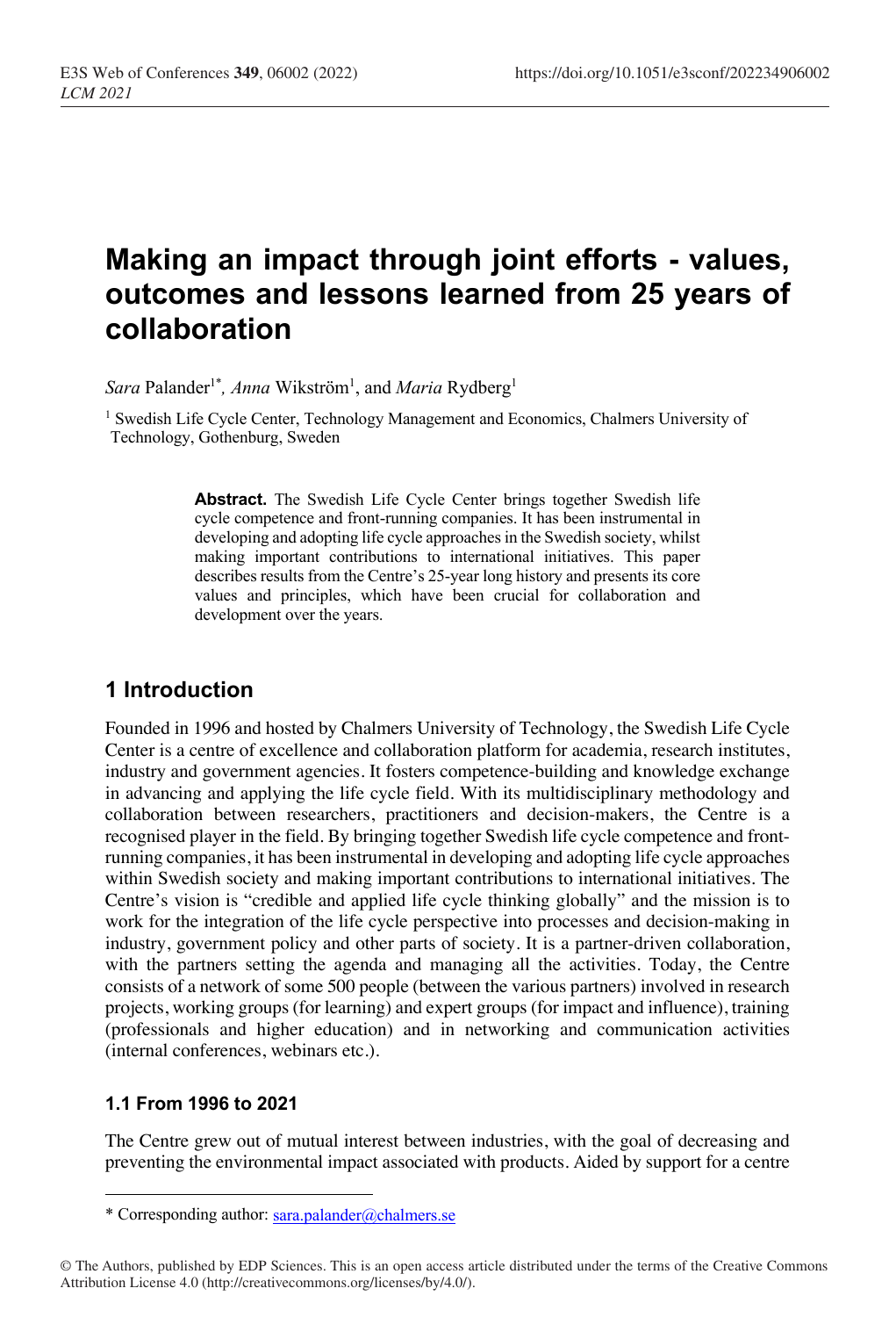# Making an impact through joint efforts - values, outcomes and lessons learned from 25 years of collaboration

*Sara* Palander[1*], *Anna* Wikström[1], and *Maria* Rydberg[1]

[1] Swedish Life Cycle Center, Technology Management and Economics, Chalmers University of Technology, Gothenburg, Sweden

**Abstract.** The Swedish Life Cycle Center brings together Swedish life cycle competence and front-running companies. It has been instrumental in developing and adopting life cycle approaches in the Swedish society, whilst making important contributions to international initiatives. This paper describes results from the Centre's 25-year long history and presents its core values and principles, which have been crucial for collaboration and development over the years.

## 1 Introduction

Founded in 1996 and hosted by Chalmers University of Technology, the Swedish Life Cycle Center is a centre of excellence and collaboration platform for academia, research institutes, industry and government agencies. It fosters competence-building and knowledge exchange in advancing and applying the life cycle field. With its multidisciplinary methodology and collaboration between researchers, practitioners and decision-makers, the Centre is a recognised player in the field. By bringing together Swedish life cycle competence and front-running companies, it has been instrumental in developing and adopting life cycle approaches within Swedish society and making important contributions to international initiatives. The Centre's vision is "credible and applied life cycle thinking globally" and the mission is to work for the integration of the life cycle perspective into processes and decision-making in industry, government policy and other parts of society. It is a partner-driven collaboration, with the partners setting the agenda and managing all the activities. Today, the Centre consists of a network of some 500 people (between the various partners) involved in research projects, working groups (for learning) and expert groups (for impact and influence), training (professionals and higher education) and in networking and communication activities (internal conferences, webinars etc.).

### 1.1 From 1996 to 2021

The Centre grew out of mutual interest between industries, with the goal of decreasing and preventing the environmental impact associated with products. Aided by support for a centre

* Corresponding author: sara.palander@chalmers.se

© The Authors, published by EDP Sciences. This is an open access article distributed under the terms of the Creative Commons Attribution License 4.0 (http://creativecommons.org/licenses/by/4.0/).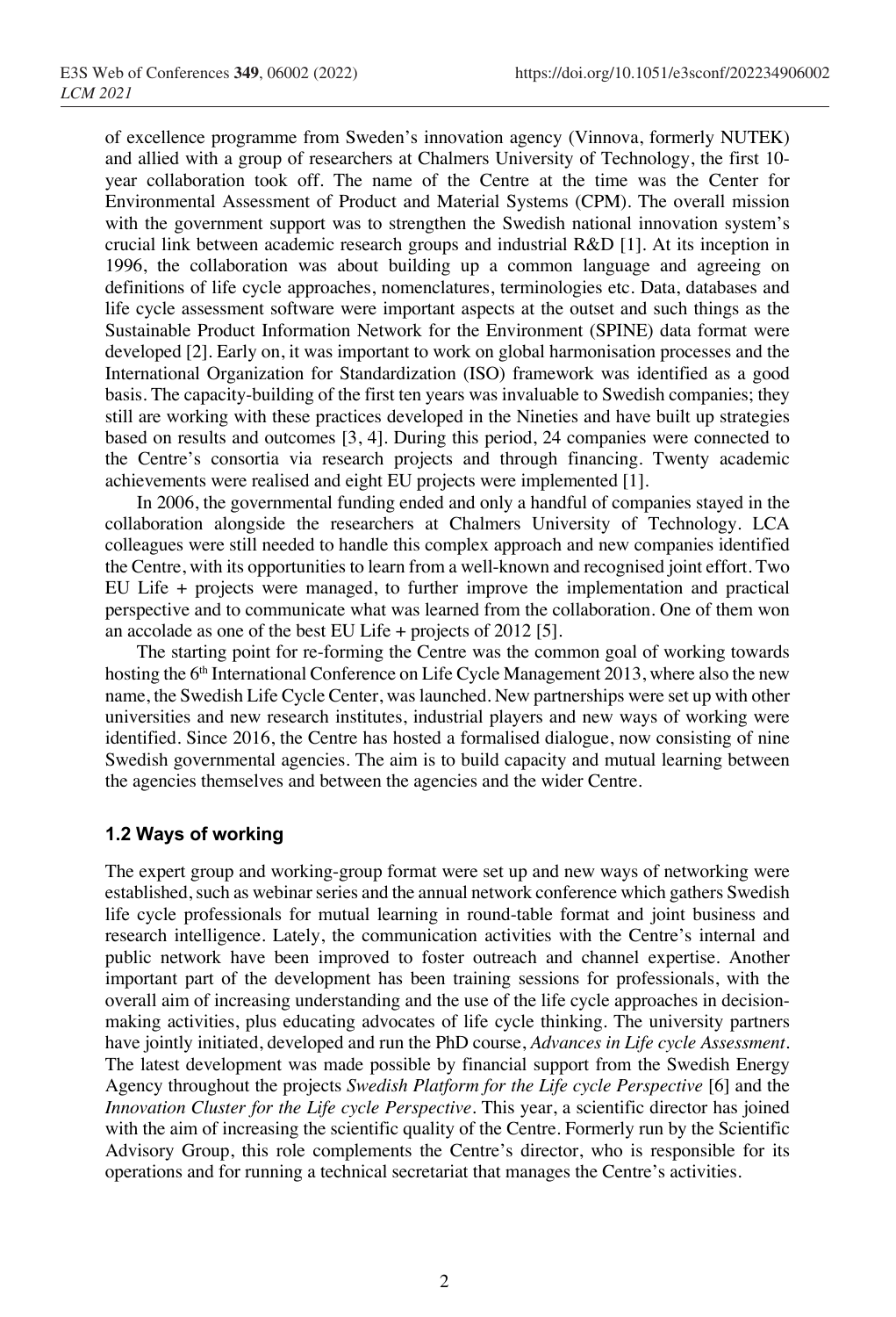of excellence programme from Sweden's innovation agency (Vinnova, formerly NUTEK) and allied with a group of researchers at Chalmers University of Technology, the first 10-year collaboration took off. The name of the Centre at the time was the Center for Environmental Assessment of Product and Material Systems (CPM). The overall mission with the government support was to strengthen the Swedish national innovation system's crucial link between academic research groups and industrial R&D [1]. At its inception in 1996, the collaboration was about building up a common language and agreeing on definitions of life cycle approaches, nomenclatures, terminologies etc. Data, databases and life cycle assessment software were important aspects at the outset and such things as the Sustainable Product Information Network for the Environment (SPINE) data format were developed [2]. Early on, it was important to work on global harmonisation processes and the International Organization for Standardization (ISO) framework was identified as a good basis. The capacity-building of the first ten years was invaluable to Swedish companies; they still are working with these practices developed in the Nineties and have built up strategies based on results and outcomes [3, 4]. During this period, 24 companies were connected to the Centre's consortia via research projects and through financing. Twenty academic achievements were realised and eight EU projects were implemented [1].

In 2006, the governmental funding ended and only a handful of companies stayed in the collaboration alongside the researchers at Chalmers University of Technology. LCA colleagues were still needed to handle this complex approach and new companies identified the Centre, with its opportunities to learn from a well-known and recognised joint effort. Two EU Life + projects were managed, to further improve the implementation and practical perspective and to communicate what was learned from the collaboration. One of them won an accolade as one of the best EU Life + projects of 2012 [5].

The starting point for re-forming the Centre was the common goal of working towards hosting the 6th International Conference on Life Cycle Management 2013, where also the new name, the Swedish Life Cycle Center, was launched. New partnerships were set up with other universities and new research institutes, industrial players and new ways of working were identified. Since 2016, the Centre has hosted a formalised dialogue, now consisting of nine Swedish governmental agencies. The aim is to build capacity and mutual learning between the agencies themselves and between the agencies and the wider Centre.

### 1.2 Ways of working

The expert group and working-group format were set up and new ways of networking were established, such as webinar series and the annual network conference which gathers Swedish life cycle professionals for mutual learning in round-table format and joint business and research intelligence. Lately, the communication activities with the Centre's internal and public network have been improved to foster outreach and channel expertise. Another important part of the development has been training sessions for professionals, with the overall aim of increasing understanding and the use of the life cycle approaches in decision-making activities, plus educating advocates of life cycle thinking. The university partners have jointly initiated, developed and run the PhD course, *Advances in Life cycle Assessment*. The latest development was made possible by financial support from the Swedish Energy Agency throughout the projects *Swedish Platform for the Life cycle Perspective* [6] and the *Innovation Cluster for the Life cycle Perspective*. This year, a scientific director has joined with the aim of increasing the scientific quality of the Centre. Formerly run by the Scientific Advisory Group, this role complements the Centre's director, who is responsible for its operations and for running a technical secretariat that manages the Centre's activities.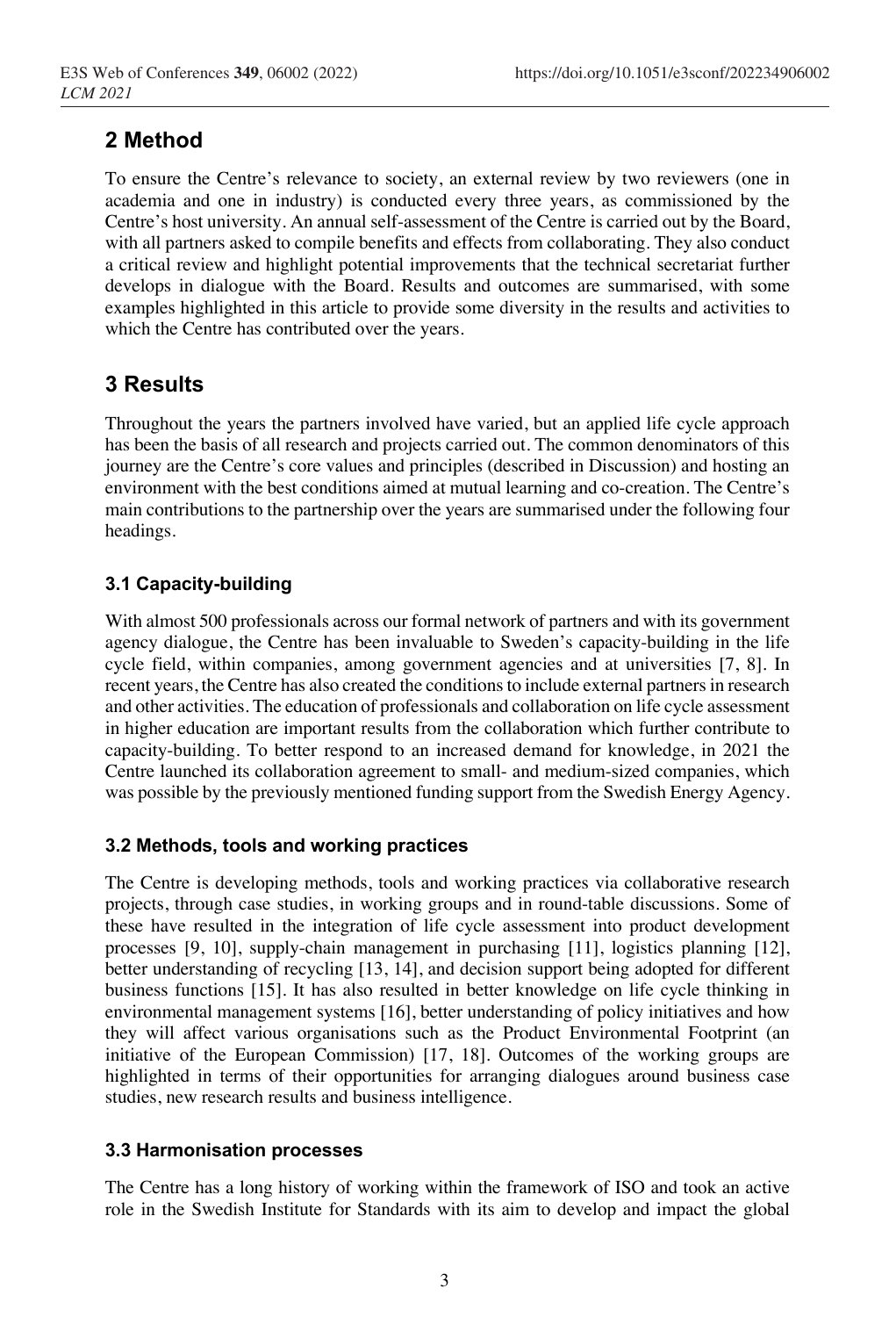## 2 Method

To ensure the Centre's relevance to society, an external review by two reviewers (one in academia and one in industry) is conducted every three years, as commissioned by the Centre's host university. An annual self-assessment of the Centre is carried out by the Board, with all partners asked to compile benefits and effects from collaborating. They also conduct a critical review and highlight potential improvements that the technical secretariat further develops in dialogue with the Board. Results and outcomes are summarised, with some examples highlighted in this article to provide some diversity in the results and activities to which the Centre has contributed over the years.

## 3 Results

Throughout the years the partners involved have varied, but an applied life cycle approach has been the basis of all research and projects carried out. The common denominators of this journey are the Centre's core values and principles (described in Discussion) and hosting an environment with the best conditions aimed at mutual learning and co-creation. The Centre's main contributions to the partnership over the years are summarised under the following four headings.

### 3.1 Capacity-building

With almost 500 professionals across our formal network of partners and with its government agency dialogue, the Centre has been invaluable to Sweden's capacity-building in the life cycle field, within companies, among government agencies and at universities [7, 8]. In recent years, the Centre has also created the conditions to include external partners in research and other activities. The education of professionals and collaboration on life cycle assessment in higher education are important results from the collaboration which further contribute to capacity-building. To better respond to an increased demand for knowledge, in 2021 the Centre launched its collaboration agreement to small- and medium-sized companies, which was possible by the previously mentioned funding support from the Swedish Energy Agency.

### 3.2 Methods, tools and working practices

The Centre is developing methods, tools and working practices via collaborative research projects, through case studies, in working groups and in round-table discussions. Some of these have resulted in the integration of life cycle assessment into product development processes [9, 10], supply-chain management in purchasing [11], logistics planning [12], better understanding of recycling [13, 14], and decision support being adopted for different business functions [15]. It has also resulted in better knowledge on life cycle thinking in environmental management systems [16], better understanding of policy initiatives and how they will affect various organisations such as the Product Environmental Footprint (an initiative of the European Commission) [17, 18]. Outcomes of the working groups are highlighted in terms of their opportunities for arranging dialogues around business case studies, new research results and business intelligence.

### 3.3 Harmonisation processes

The Centre has a long history of working within the framework of ISO and took an active role in the Swedish Institute for Standards with its aim to develop and impact the global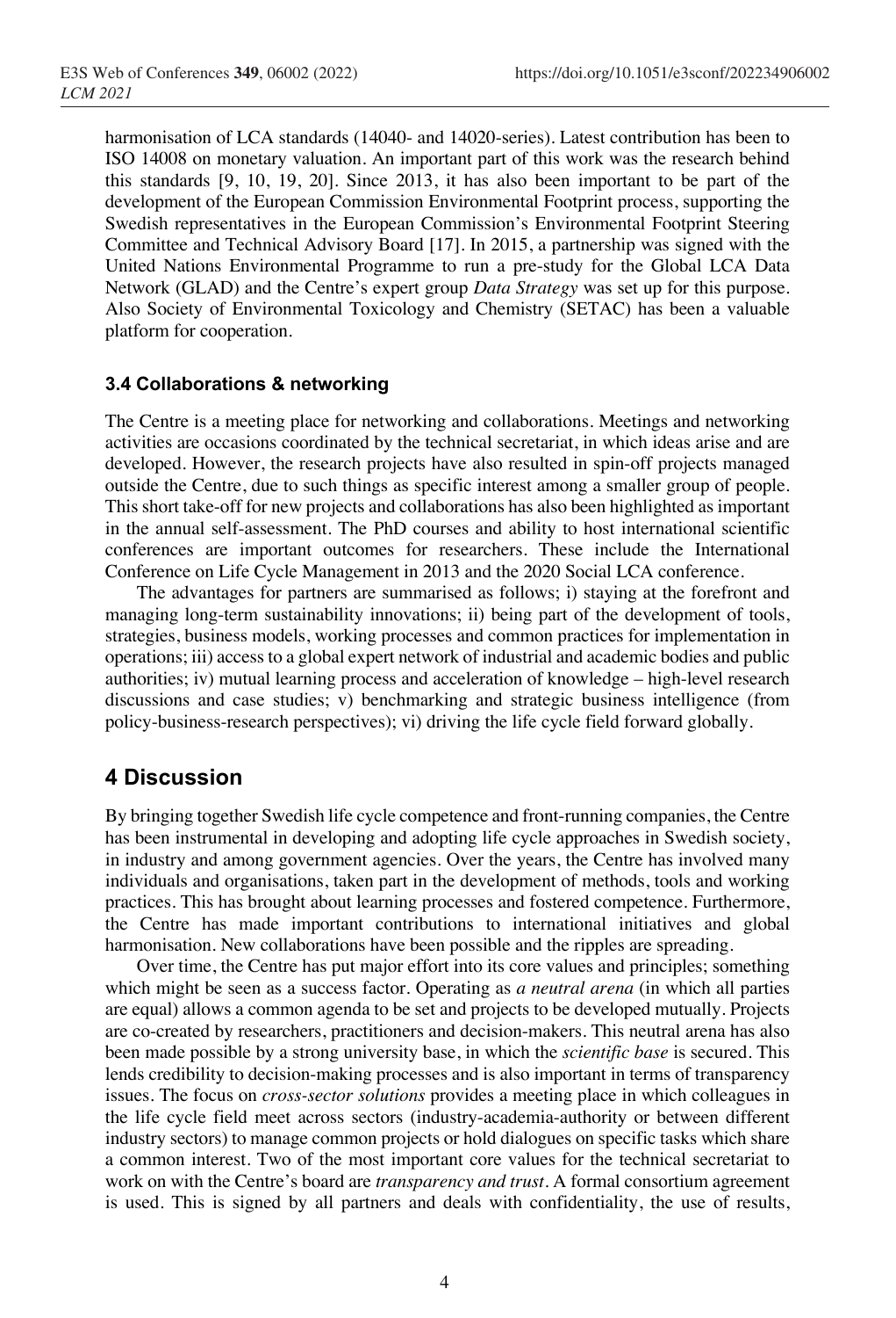harmonisation of LCA standards (14040- and 14020-series). Latest contribution has been to ISO 14008 on monetary valuation. An important part of this work was the research behind this standards [9, 10, 19, 20]. Since 2013, it has also been important to be part of the development of the European Commission Environmental Footprint process, supporting the Swedish representatives in the European Commission's Environmental Footprint Steering Committee and Technical Advisory Board [17]. In 2015, a partnership was signed with the United Nations Environmental Programme to run a pre-study for the Global LCA Data Network (GLAD) and the Centre's expert group *Data Strategy* was set up for this purpose. Also Society of Environmental Toxicology and Chemistry (SETAC) has been a valuable platform for cooperation.

### 3.4 Collaborations & networking

The Centre is a meeting place for networking and collaborations. Meetings and networking activities are occasions coordinated by the technical secretariat, in which ideas arise and are developed. However, the research projects have also resulted in spin-off projects managed outside the Centre, due to such things as specific interest among a smaller group of people. This short take-off for new projects and collaborations has also been highlighted as important in the annual self-assessment. The PhD courses and ability to host international scientific conferences are important outcomes for researchers. These include the International Conference on Life Cycle Management in 2013 and the 2020 Social LCA conference.

The advantages for partners are summarised as follows; i) staying at the forefront and managing long-term sustainability innovations; ii) being part of the development of tools, strategies, business models, working processes and common practices for implementation in operations; iii) access to a global expert network of industrial and academic bodies and public authorities; iv) mutual learning process and acceleration of knowledge – high-level research discussions and case studies; v) benchmarking and strategic business intelligence (from policy-business-research perspectives); vi) driving the life cycle field forward globally.

## 4 Discussion

By bringing together Swedish life cycle competence and front-running companies, the Centre has been instrumental in developing and adopting life cycle approaches in Swedish society, in industry and among government agencies. Over the years, the Centre has involved many individuals and organisations, taken part in the development of methods, tools and working practices. This has brought about learning processes and fostered competence. Furthermore, the Centre has made important contributions to international initiatives and global harmonisation. New collaborations have been possible and the ripples are spreading.

Over time, the Centre has put major effort into its core values and principles; something which might be seen as a success factor. Operating as *a neutral arena* (in which all parties are equal) allows a common agenda to be set and projects to be developed mutually. Projects are co-created by researchers, practitioners and decision-makers. This neutral arena has also been made possible by a strong university base, in which the *scientific base* is secured. This lends credibility to decision-making processes and is also important in terms of transparency issues. The focus on *cross-sector solutions* provides a meeting place in which colleagues in the life cycle field meet across sectors (industry-academia-authority or between different industry sectors) to manage common projects or hold dialogues on specific tasks which share a common interest. Two of the most important core values for the technical secretariat to work on with the Centre's board are *transparency and trust*. A formal consortium agreement is used. This is signed by all partners and deals with confidentiality, the use of results,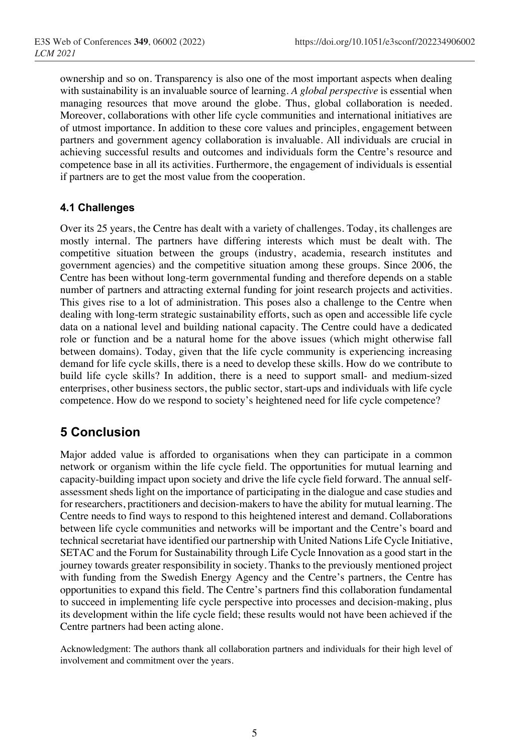ownership and so on. Transparency is also one of the most important aspects when dealing with sustainability is an invaluable source of learning. *A global perspective* is essential when managing resources that move around the globe. Thus, global collaboration is needed. Moreover, collaborations with other life cycle communities and international initiatives are of utmost importance. In addition to these core values and principles, engagement between partners and government agency collaboration is invaluable. All individuals are crucial in achieving successful results and outcomes and individuals form the Centre's resource and competence base in all its activities. Furthermore, the engagement of individuals is essential if partners are to get the most value from the cooperation.

### 4.1 Challenges

Over its 25 years, the Centre has dealt with a variety of challenges. Today, its challenges are mostly internal. The partners have differing interests which must be dealt with. The competitive situation between the groups (industry, academia, research institutes and government agencies) and the competitive situation among these groups. Since 2006, the Centre has been without long-term governmental funding and therefore depends on a stable number of partners and attracting external funding for joint research projects and activities. This gives rise to a lot of administration. This poses also a challenge to the Centre when dealing with long-term strategic sustainability efforts, such as open and accessible life cycle data on a national level and building national capacity. The Centre could have a dedicated role or function and be a natural home for the above issues (which might otherwise fall between domains). Today, given that the life cycle community is experiencing increasing demand for life cycle skills, there is a need to develop these skills. How do we contribute to build life cycle skills? In addition, there is a need to support small- and medium-sized enterprises, other business sectors, the public sector, start-ups and individuals with life cycle competence. How do we respond to society's heightened need for life cycle competence?

## 5 Conclusion

Major added value is afforded to organisations when they can participate in a common network or organism within the life cycle field. The opportunities for mutual learning and capacity-building impact upon society and drive the life cycle field forward. The annual self-assessment sheds light on the importance of participating in the dialogue and case studies and for researchers, practitioners and decision-makers to have the ability for mutual learning. The Centre needs to find ways to respond to this heightened interest and demand. Collaborations between life cycle communities and networks will be important and the Centre's board and technical secretariat have identified our partnership with United Nations Life Cycle Initiative, SETAC and the Forum for Sustainability through Life Cycle Innovation as a good start in the journey towards greater responsibility in society. Thanks to the previously mentioned project with funding from the Swedish Energy Agency and the Centre's partners, the Centre has opportunities to expand this field. The Centre's partners find this collaboration fundamental to succeed in implementing life cycle perspective into processes and decision-making, plus its development within the life cycle field; these results would not have been achieved if the Centre partners had been acting alone.

Acknowledgment: The authors thank all collaboration partners and individuals for their high level of involvement and commitment over the years.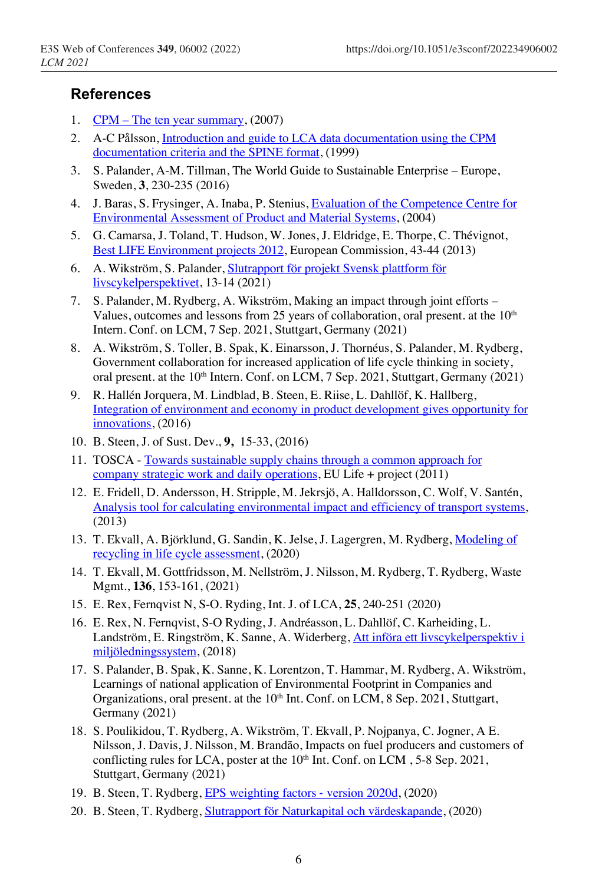## References

1. CPM – The ten year summary, (2007)
2. A-C Pålsson, Introduction and guide to LCA data documentation using the CPM documentation criteria and the SPINE format, (1999)
3. S. Palander, A-M. Tillman, The World Guide to Sustainable Enterprise – Europe, Sweden, **3**, 230-235 (2016)
4. J. Baras, S. Frysinger, A. Inaba, P. Stenius, Evaluation of the Competence Centre for Environmental Assessment of Product and Material Systems, (2004)
5. G. Camarsa, J. Toland, T. Hudson, W. Jones, J. Eldridge, E. Thorpe, C. Thévignot, Best LIFE Environment projects 2012, European Commission, 43-44 (2013)
6. A. Wikström, S. Palander, Slutrapport för projekt Svensk plattform för livscykelperspektivet, 13-14 (2021)
7. S. Palander, M. Rydberg, A. Wikström, Making an impact through joint efforts – Values, outcomes and lessons from 25 years of collaboration, oral present. at the 10th Intern. Conf. on LCM, 7 Sep. 2021, Stuttgart, Germany (2021)
8. A. Wikström, S. Toller, B. Spak, K. Einarsson, J. Thornéus, S. Palander, M. Rydberg, Government collaboration for increased application of life cycle thinking in society, oral present. at the 10th Intern. Conf. on LCM, 7 Sep. 2021, Stuttgart, Germany (2021)
9. R. Hallén Jorquera, M. Lindblad, B. Steen, E. Riise, L. Dahllöf, K. Hallberg, Integration of environment and economy in product development gives opportunity for innovations, (2016)
10. B. Steen, J. of Sust. Dev., **9,** 15-33, (2016)
11. TOSCA - Towards sustainable supply chains through a common approach for company strategic work and daily operations, EU Life + project (2011)
12. E. Fridell, D. Andersson, H. Stripple, M. Jekrsjö, A. Halldorsson, C. Wolf, V. Santén, Analysis tool for calculating environmental impact and efficiency of transport systems, (2013)
13. T. Ekvall, A. Björklund, G. Sandin, K. Jelse, J. Lagergren, M. Rydberg, Modeling of recycling in life cycle assessment, (2020)
14. T. Ekvall, M. Gottfridsson, M. Nellström, J. Nilsson, M. Rydberg, T. Rydberg, Waste Mgmt., **136**, 153-161, (2021)
15. E. Rex, Fernqvist N, S-O. Ryding, Int. J. of LCA, **25**, 240-251 (2020)
16. E. Rex, N. Fernqvist, S-O Ryding, J. Andréasson, L. Dahllöf, C. Karheiding, L. Landström, E. Ringström, K. Sanne, A. Widerberg, Att införa ett livscykelperspektiv i miljöledningssystem, (2018)
17. S. Palander, B. Spak, K. Sanne, K. Lorentzon, T. Hammar, M. Rydberg, A. Wikström, Learnings of national application of Environmental Footprint in Companies and Organizations, oral present. at the 10th Int. Conf. on LCM, 8 Sep. 2021, Stuttgart, Germany (2021)
18. S. Poulikidou, T. Rydberg, A. Wikström, T. Ekvall, P. Nojpanya, C. Jogner, A E. Nilsson, J. Davis, J. Nilsson, M. Brandão, Impacts on fuel producers and customers of conflicting rules for LCA, poster at the 10th Int. Conf. on LCM , 5-8 Sep. 2021, Stuttgart, Germany (2021)
19. B. Steen, T. Rydberg, EPS weighting factors - version 2020d, (2020)
20. B. Steen, T. Rydberg, Slutrapport för Naturkapital och värdeskapande, (2020)